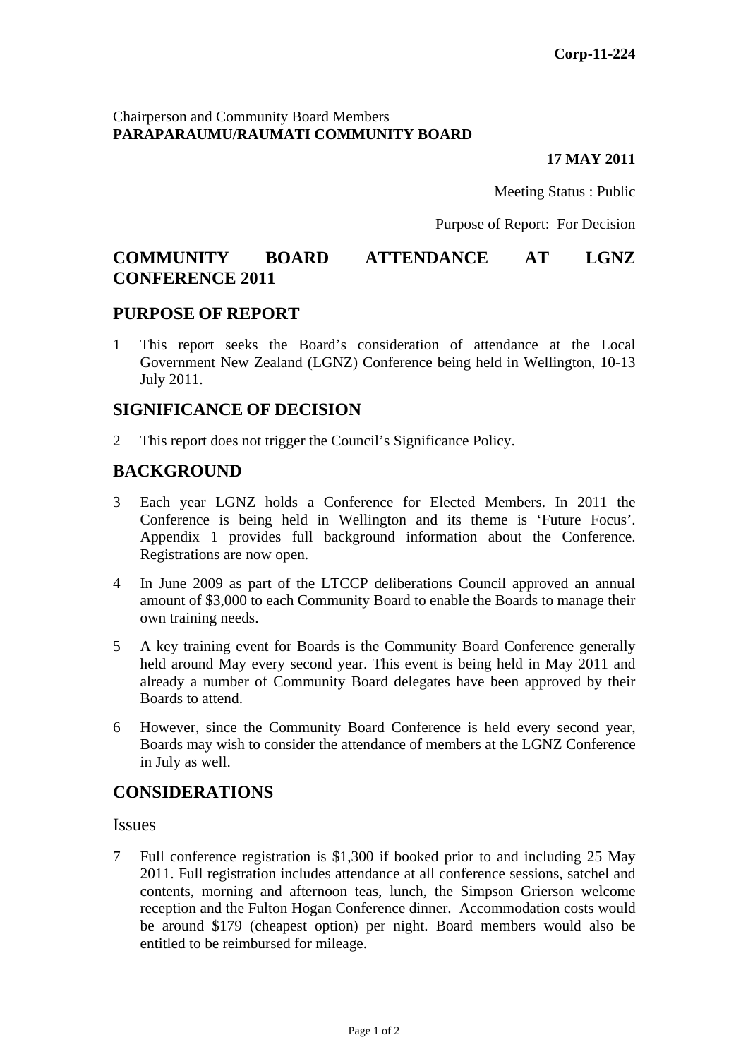**Corp-11-224**

Chairperson and Community Board Members
**PARAPARAUMU/RAUMATI COMMUNITY BOARD**

**17 MAY 2011**

Meeting Status : Public

Purpose of Report: For Decision

# COMMUNITY BOARD ATTENDANCE AT LGNZ CONFERENCE 2011

## PURPOSE OF REPORT

1 This report seeks the Board's consideration of attendance at the Local Government New Zealand (LGNZ) Conference being held in Wellington, 10-13 July 2011.

## SIGNIFICANCE OF DECISION

2 This report does not trigger the Council's Significance Policy.

## BACKGROUND

3 Each year LGNZ holds a Conference for Elected Members. In 2011 the Conference is being held in Wellington and its theme is 'Future Focus'. Appendix 1 provides full background information about the Conference. Registrations are now open.

4 In June 2009 as part of the LTCCP deliberations Council approved an annual amount of $3,000 to each Community Board to enable the Boards to manage their own training needs.

5 A key training event for Boards is the Community Board Conference generally held around May every second year. This event is being held in May 2011 and already a number of Community Board delegates have been approved by their Boards to attend.

6 However, since the Community Board Conference is held every second year, Boards may wish to consider the attendance of members at the LGNZ Conference in July as well.

## CONSIDERATIONS

### Issues

7 Full conference registration is $1,300 if booked prior to and including 25 May 2011. Full registration includes attendance at all conference sessions, satchel and contents, morning and afternoon teas, lunch, the Simpson Grierson welcome reception and the Fulton Hogan Conference dinner. Accommodation costs would be around $179 (cheapest option) per night. Board members would also be entitled to be reimbursed for mileage.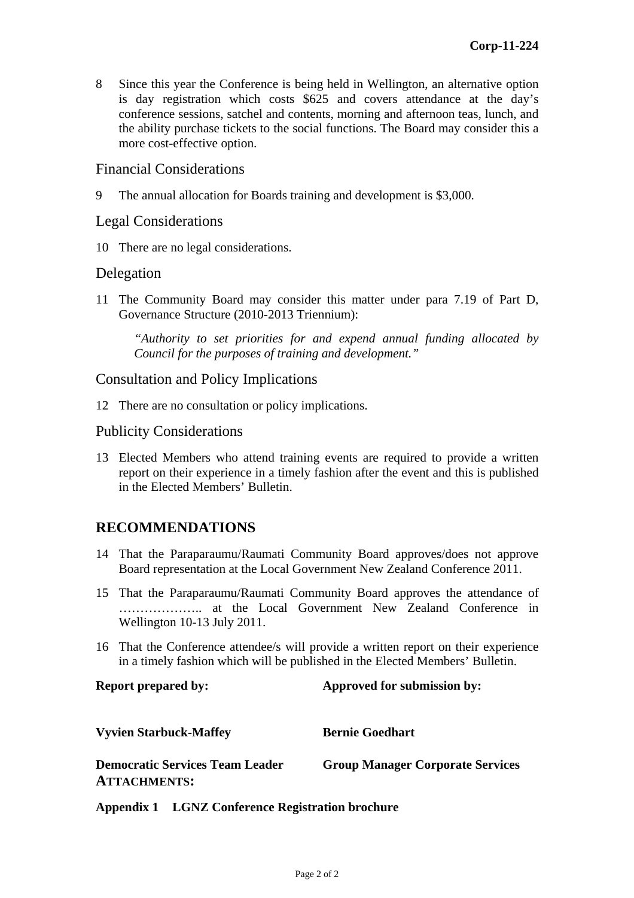8 Since this year the Conference is being held in Wellington, an alternative option is day registration which costs $625 and covers attendance at the day's conference sessions, satchel and contents, morning and afternoon teas, lunch, and the ability purchase tickets to the social functions. The Board may consider this a more cost-effective option.

## Financial Considerations

9 The annual allocation for Boards training and development is $3,000.

## Legal Considerations

10 There are no legal considerations.

## Delegation

11 The Community Board may consider this matter under para 7.19 of Part D, Governance Structure (2010-2013 Triennium):

> *"Authority to set priorities for and expend annual funding allocated by Council for the purposes of training and development."*

## Consultation and Policy Implications

12 There are no consultation or policy implications.

## Publicity Considerations

13 Elected Members who attend training events are required to provide a written report on their experience in a timely fashion after the event and this is published in the Elected Members' Bulletin.

# RECOMMENDATIONS

14 That the Paraparaumu/Raumati Community Board approves/does not approve Board representation at the Local Government New Zealand Conference 2011.

15 That the Paraparaumu/Raumati Community Board approves the attendance of ……………….. at the Local Government New Zealand Conference in Wellington 10-13 July 2011.

16 That the Conference attendee/s will provide a written report on their experience in a timely fashion which will be published in the Elected Members' Bulletin.

| | |
|---|---|
| **Report prepared by:** | **Approved for submission by:** |
| **Vyvien Starbuck-Maffey** | **Bernie Goedhart** |
| **Democratic Services Team Leader** | **Group Manager Corporate Services** |

**ATTACHMENTS:**

**Appendix 1 LGNZ Conference Registration brochure**